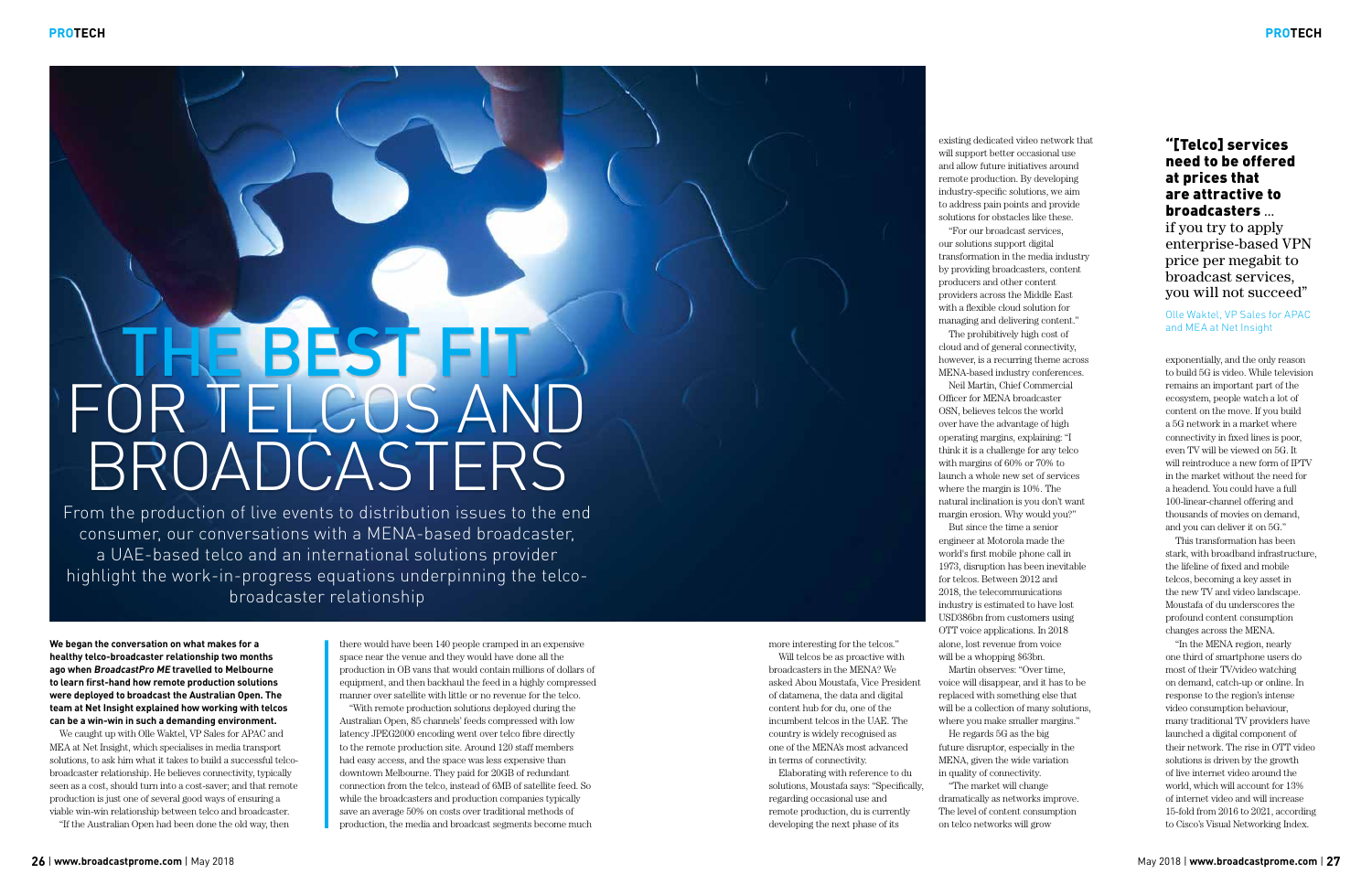# THE BEST FIT FOR TELCOS AND BROADCASTERS

From the production of live events to distribution issues to the end consumer, our conversations with a MENA-based broadcaster, a UAE-based telco and an international solutions provider highlight the work-in-progress equations underpinning the telco-broadcaster relationship

**We began the conversation on what makes for a healthy telco-broadcaster relationship two months ago when *BroadcastPro ME* travelled to Melbourne to learn first-hand how remote production solutions were deployed to broadcast the Australian Open. The team at Net Insight explained how working with telcos can be a win-win in such a demanding environment.**

We caught up with Olle Waktel, VP Sales for APAC and MEA at Net Insight, which specialises in media transport solutions, to ask him what it takes to build a successful telco-broadcaster relationship. He believes connectivity, typically seen as a cost, should turn into a cost-saver; and that remote production is just one of several good ways of ensuring a viable win-win relationship between telco and broadcaster.

"If the Australian Open had been done the old way, then there would have been 140 people cramped in an expensive space near the venue and they would have done all the production in OB vans that would contain millions of dollars of equipment, and then backhaul the feed in a highly compressed manner over satellite with little or no revenue for the telco.

"With remote production solutions deployed during the Australian Open, 85 channels' feeds compressed with low latency JPEG2000 encoding went over telco fibre directly to the remote production site. Around 120 staff members had easy access, and the space was less expensive than downtown Melbourne. They paid for 20GB of redundant connection from the telco, instead of 6MB of satellite feed. So while the broadcasters and production companies typically save an average 50% on costs over traditional methods of production, the media and broadcast segments become much more interesting for the telcos."

Will telcos be as proactive with broadcasters in the MENA? We asked Abou Moustafa, Vice President of datamena, the data and digital content hub for du, one of the incumbent telcos in the UAE. The country is widely recognised as one of the MENA's most advanced in terms of connectivity.

Elaborating with reference to du solutions, Moustafa says: "Specifically, regarding occasional use and remote production, du is currently developing the next phase of its existing dedicated video network that will support better occasional use and allow future initiatives around remote production. By developing industry-specific solutions, we aim to address pain points and provide solutions for obstacles like these.

"For our broadcast services, our solutions support digital transformation in the media industry by providing broadcasters, content producers and other content providers across the Middle East with a flexible cloud solution for managing and delivering content."

The prohibitively high cost of cloud and of general connectivity, however, is a recurring theme across MENA-based industry conferences.

Neil Martin, Chief Commercial Officer for MENA broadcaster OSN, believes telcos the world over have the advantage of high operating margins, explaining: "I think it is a challenge for any telco with margins of 60% or 70% to launch a whole new set of services where the margin is 10%. The natural inclination is you don't want margin erosion. Why would you?"

But since the time a senior engineer at Motorola made the world's first mobile phone call in 1973, disruption has been inevitable for telcos. Between 2012 and 2018, the telecommunications industry is estimated to have lost USD386bn from customers using OTT voice applications. In 2018 alone, lost revenue from voice will be a whopping $63bn.

Martin observes: "Over time, voice will disappear, and it has to be replaced with something else that will be a collection of many solutions, where you make smaller margins."

He regards 5G as the big future disruptor, especially in the MENA, given the wide variation in quality of connectivity.

"The market will change dramatically as networks improve. The level of content consumption on telco networks will grow exponentially, and the only reason to build 5G is video. While television remains an important part of the ecosystem, people watch a lot of content on the move. If you build a 5G network in a market where connectivity in fixed lines is poor, even TV will be viewed on 5G. It will reintroduce a new form of IPTV in the market without the need for a headend. You could have a full 100-linear-channel offering and thousands of movies on demand, and you can deliver it on 5G."

> **"[Telco] services need to be offered at prices that are attractive to broadcasters** ... if you try to apply enterprise-based VPN price per megabit to broadcast services, you will not succeed"
>
> Olle Waktel, VP Sales for APAC and MEA at Net Insight

This transformation has been stark, with broadband infrastructure, the lifeline of fixed and mobile telcos, becoming a key asset in the new TV and video landscape. Moustafa of du underscores the profound content consumption changes across the MENA.

"In the MENA region, nearly one third of smartphone users do most of their TV/video watching on demand, catch-up or online. In response to the region's intense video consumption behaviour, many traditional TV providers have launched a digital component of their network. The rise in OTT video solutions is driven by the growth of live internet video around the world, which will account for 13% of internet video and will increase 15-fold from 2016 to 2021, according to Cisco's Visual Networking Index.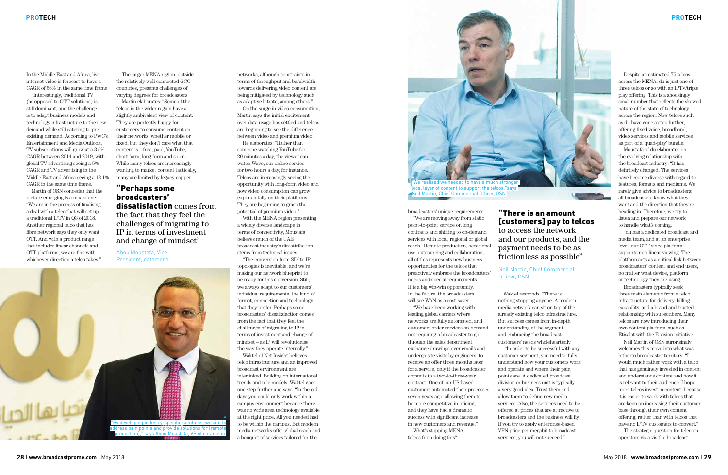In the Middle East and Africa, live internet video is forecast to have a CAGR of 56% in the same time frame.

"Interestingly, traditional TV (as opposed to OTT solutions) is still dominant, and the challenge is to adapt business models and technology infrastructure to the new demand while still catering to pre-existing demand. According to PWC's Entertainment and Media Outlook, TV subscriptions will grow at a 3.5% CAGR between 2014 and 2019, with global TV advertising seeing a 5% CAGR and TV advertising in the Middle East and Africa seeing a 12.1% CAGR in the same time frame."

Martin of OSN concedes that the picture emerging is a mixed one: "We are in the process of finalising a deal with a telco that will set up a traditional IPTV in Q3 of 2018. Another regional telco that has fibre network says they only want OTT. And with a product range that includes linear channels and OTT platforms, we are fine with whichever direction a telco takes."

The larger MENA region, outside the relatively well connected GCC countries, presents challenges of varying degrees for broadcasters.

Martin elaborates: "Some of the telcos in the wider region have a slightly ambivalent view of content. They are perfectly happy for customers to consume content on their networks, whether mobile or fixed, but they don't care what that content is – free, paid, YouTube, short form, long form and so on. While many telcos are increasingly wanting to market content tactically, many are limited by legacy copper networks, although constraints in terms of throughput and bandwidth towards delivering video content are being mitigated by technology such as adaptive bitrate, among others."

> **"Perhaps some broadcasters' dissatisfaction** comes from the fact that they feel the challenges of migrating to IP in terms of investment and change of mindset"
>
> Abou Moustafa, Vice President, datamena

On the surge in video consumption, Martin says the initial excitement over data usage has settled and telcos are beginning to see the difference between video and premium video.

He elaborates: "Rather than someone watching YouTube for 20 minutes a day, the viewer can watch Wavo, our online service for two hours a day, for instance. Telcos are increasingly seeing the opportunity with long-form video and how video consumption can grow exponentially on their platforms. They are beginning to grasp the potential of premium video."

With the MENA region presenting a widely diverse landscape in terms of connectivity, Moustafa believes much of the UAE broadcast industry's dissatisfaction stems from technical issues.

"The conversion from SDI to IP topologies is inevitable, and we're making our network blueprint to be ready for this conversion. Still, we always adapt to our customers' individual requirements, the kind of format, connection and technology that they prefer. Perhaps some broadcasters' dissatisfaction comes from the fact that they feel the challenges of migrating to IP in terms of investment and change of mindset – as IP will revolutionise the way they operate internally."

Waktel of Net Insight believes telco infrastructure and an improved broadcast environment are interlinked. Building on international trends and role models, Waktel goes one step further and says: "In the old days you could only work within a campus environment because there was no wide area technology available at the right price. All you needed had to be within the campus. But modern media networks offer global reach and a bouquet of services tailored for the broadcasters' unique requirements.

"We are moving away from static point-to-point service on long contracts and shifting to on-demand services with local, regional or global reach. Remote production, occasional use, outsourcing and collaboration, all of this represents new business opportunities for the telcos that proactively embrace the broadcasters' needs and special requirements. It is a big win-win opportunity. In the future, the broadcasters will see WAN as a cost-saver.

"We have been working with leading global carriers where networks are fully automated, and customers order services on-demand, not requiring a broadcaster to go through the sales department, exchange drawings over emails and undergo site visits by engineers, to receive an offer three months later for a service, only if the broadcaster commits to a two-to-three-year contract. One of our US-based customers automated their processes seven years ago, allowing them to be more competitive in pricing, and they have had a dramatic success with significant increase in new customers and revenue."

What's stopping MENA telcos from doing this?

> **"There is an amount [customers] pay to telcos** to access the network and our products, and the payment needs to be as frictionless as possible"
>
> Neil Martin, Chief Commercial Officer, OSN

Waktel responds: "There is nothing stopping anyone. A modern media network can sit on top of the already existing telco infrastructure. But success comes from in-depth understanding of the segment and embracing the broadcast customers' needs wholeheartedly.

"In order to be successful with any customer segment, you need to fully understand how your customers work and operate and where their pain points are. A dedicated broadcast division or business unit is typically a very good idea. Trust them and allow them to define new media services. Also, the services need to be offered at prices that are attractive to broadcasters and the business will fly. If you try to apply enterprise-based VPN price per megabit to broadcast services, you will not succeed."

Despite an estimated 75 telcos across the MENA, du is just one of three telcos or so with an IPTV/triple play offering. This is a shockingly small number that reflects the skewed nature of the state of technology across the region. Now telcos such as du have gone a step further, offering fixed voice, broadband, video services and mobile services as part of a 'quad-play' bundle.

Moustafa of du elaborates on the evolving relationship with the broadcast industry: "It has definitely changed. The services have become diverse with regard to features, formats and mediums. We rarely give advice to broadcasters; all broadcasters know what they want and the direction that they're heading in. Therefore, we try to listen and prepare our network to handle what's coming.

"du has a dedicated broadcast and media team, and at an enterprise level, our OTT video platform supports non-linear viewing. The platform acts as a critical link between broadcasters' content and end users, no matter what device, platform or technology they are using."

Broadcasters typically seek three main elements from a telco: infrastructure for delivery, billing capability, and a brand and trusted relationship with subscribers. Many telcos are now introducing their own content platform, such as Etisalat with the E-vision initiative.

Neil Martin of OSN surprisingly welcomes this move into what was hitherto broadcaster territory: "I would much rather work with a telco that has genuinely invested in content and understands content and how it is relevant to their audience. I hope more telcos invest in content, because it is easier to work with telcos that are keen on increasing their customer base through their own content offering, rather than with telcos that have no IPTV customers to convert."

The strategic question for telecom operators vis a vis the broadcast

"By developing industry-specific solutions, we aim to address pain points and provide solutions for [remote production]," says Abou Moustafa, VP of datamena.

"We realised we needed to have a much stronger local layer of content to support the telcos," says Neil Martin, Chief Commercial Officer, OSN.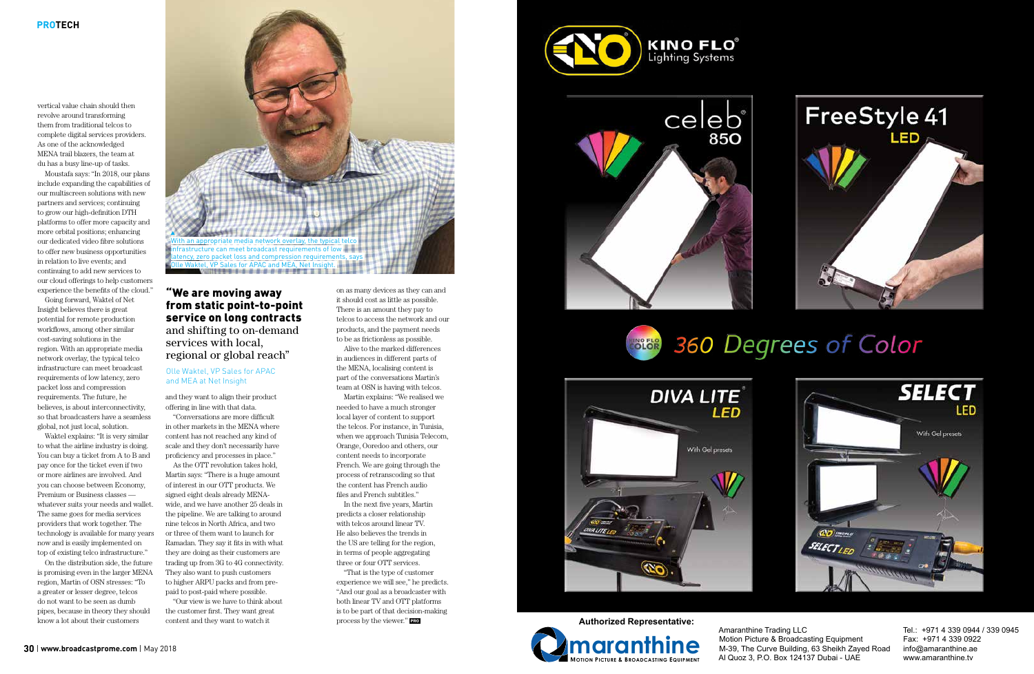vertical value chain should then revolve around transforming them from traditional telcos to complete digital services providers. As one of the acknowledged MENA trail blazers, the team at du has a busy line-up of tasks.

Moustafa says: "In 2018, our plans include expanding the capabilities of our multiscreen solutions with new partners and services; continuing to grow our high-definition DTH platforms to offer more capacity and more orbital positions; enhancing our dedicated video fibre solutions to offer new business opportunities in relation to live events; and continuing to add new services to our cloud offerings to help customers experience the benefits of the cloud."

Going forward, Waktel of Net Insight believes there is great potential for remote production workflows, among other similar cost-saving solutions in the region. With an appropriate media network overlay, the typical telco infrastructure can meet broadcast requirements of low latency, zero packet loss and compression requirements. The future, he believes, is about interconnectivity, so that broadcasters have a seamless global, not just local, solution.

Waktel explains: "It is very similar to what the airline industry is doing. You can buy a ticket from A to B and pay once for the ticket even if two or more airlines are involved. And you can choose between Economy, Premium or Business classes — whatever suits your needs and wallet. The same goes for media services providers that work together. The technology is available for many years now and is easily implemented on top of existing telco infrastructure."

On the distribution side, the future is promising even in the larger MENA region, Martin of OSN stresses: "To a greater or lesser degree, telcos do not want to be seen as dumb pipes, because in theory they should know a lot about their customers and they want to align their product offering in line with that data.

With an appropriate media network overlay, the typical telco infrastructure can meet broadcast requirements of low latency, zero packet loss and compression requirements, says Olle Waktel, VP Sales for APAC and MEA, Net Insight.

> **"We are moving away from static point-to-point service on long contracts** and shifting to on-demand services with local, regional or global reach"
>
> Olle Waktel, VP Sales for APAC and MEA at Net Insight

"Conversations are more difficult in other markets in the MENA where content has not reached any kind of scale and they don't necessarily have proficiency and processes in place."

As the OTT revolution takes hold, Martin says: "There is a huge amount of interest in our OTT products. We signed eight deals already MENA-wide, and we have another 25 deals in the pipeline. We are talking to around nine telcos in North Africa, and two or three of them want to launch for Ramadan. They say it fits in with what they are doing as their customers are trading up from 3G to 4G connectivity. They also want to push customers to higher ARPU packs and from pre-paid to post-paid where possible.

"Our view is we have to think about the customer first. They want great content and they want to watch it on as many devices as they can and it should cost as little as possible. There is an amount they pay to telcos to access the network and our products, and the payment needs to be as frictionless as possible.

Alive to the marked differences in audiences in different parts of the MENA, localising content is part of the conversations Martin's team at OSN is having with telcos.

Martin explains: "We realised we needed to have a much stronger local layer of content to support the telcos. For instance, in Tunisia, when we approach Tunisia Telecom, Orange, Ooredoo and others, our content needs to incorporate French. We are going through the process of retranscoding so that the content has French audio files and French subtitles."

In the next five years, Martin predicts a closer relationship with telcos around linear TV. He also believes the trends in the US are telling for the region, in terms of people aggregating three or four OTT services.

"That is the type of customer experience we will see," he predicts. "And our goal as a broadcaster with both linear TV and OTT platforms is to be part of that decision-making process by the viewer." PRO

KINO FLO® Lighting Systems

celeb® 850

FreeStyle 41 LED

360 Degrees of Color

DIVA LITE® LED

SELECT LED

Authorized Representative:

Amaranthine Trading LLC
Motion Picture & Broadcasting Equipment
M-39, The Curve Building, 63 Sheikh Zayed Road
Al Quoz 3, P.O. Box 124137 Dubai - UAE

Tel.: +971 4 339 0944 / 339 0945
Fax: +971 4 339 0922
info@amaranthine.ae
www.amaranthine.tv